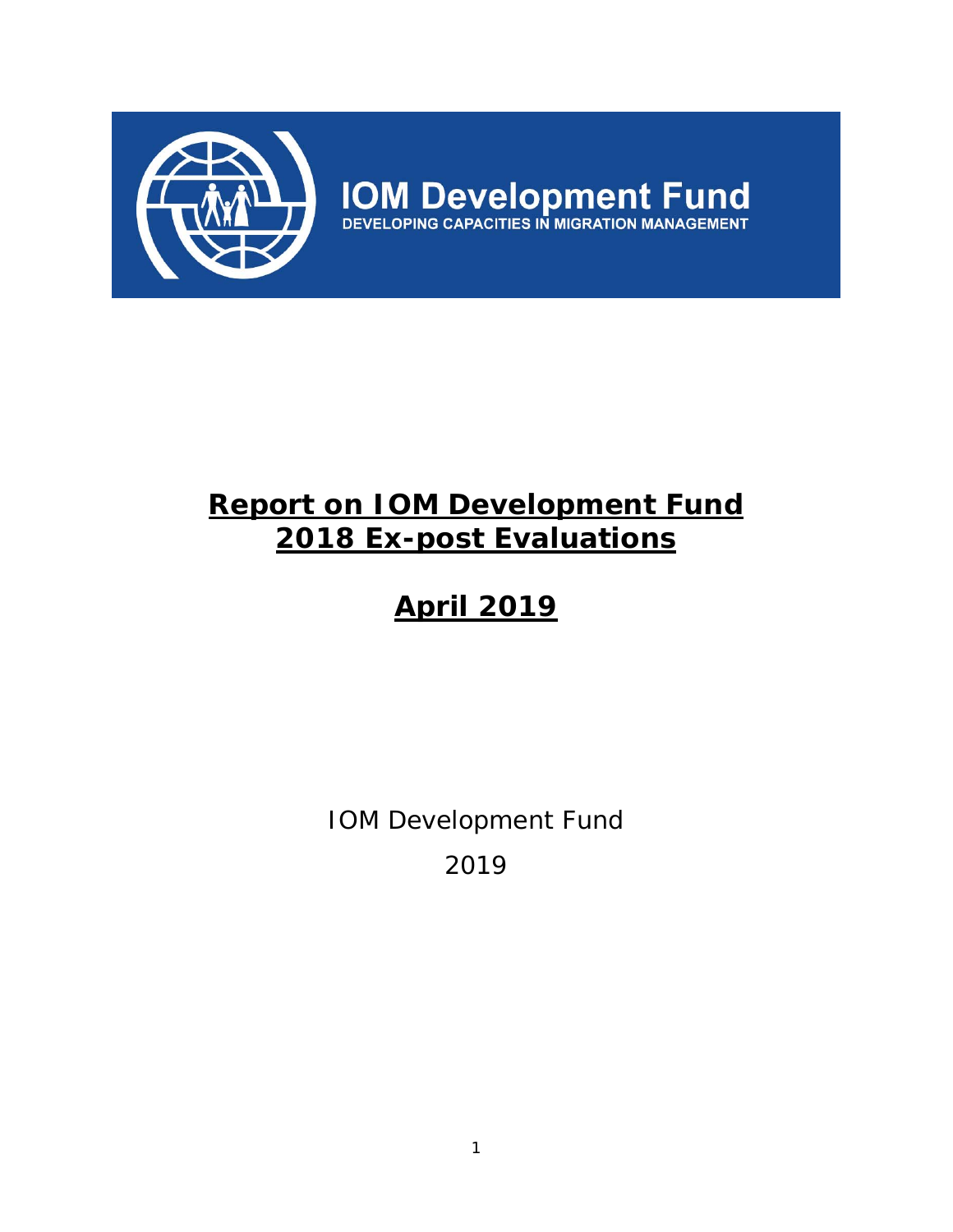**IOM Development Fund**
DEVELOPING CAPACITIES IN MIGRATION MANAGEMENT

# Report on IOM Development Fund 2018 Ex-post Evaluations

## April 2019

IOM Development Fund

2019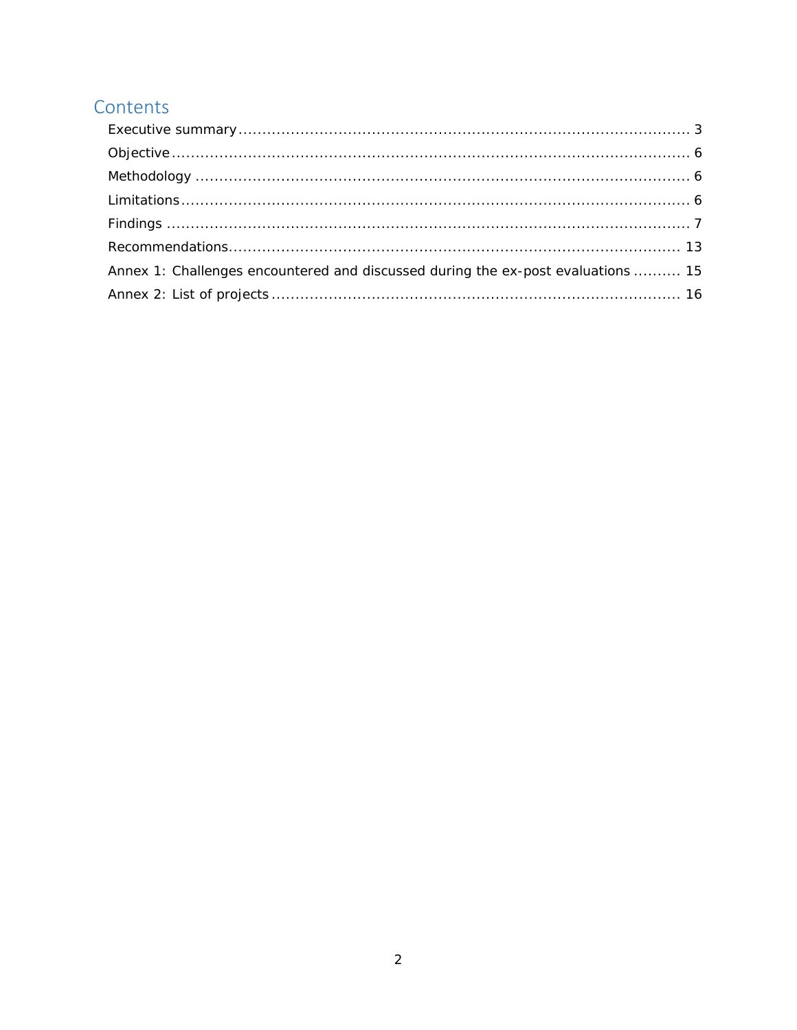# Contents

Executive summary ..... 3

Objective ..... 6

Methodology ..... 6

Limitations ..... 6

Findings ..... 7

Recommendations ..... 13

Annex 1: Challenges encountered and discussed during the ex-post evaluations ..... 15

Annex 2: List of projects ..... 16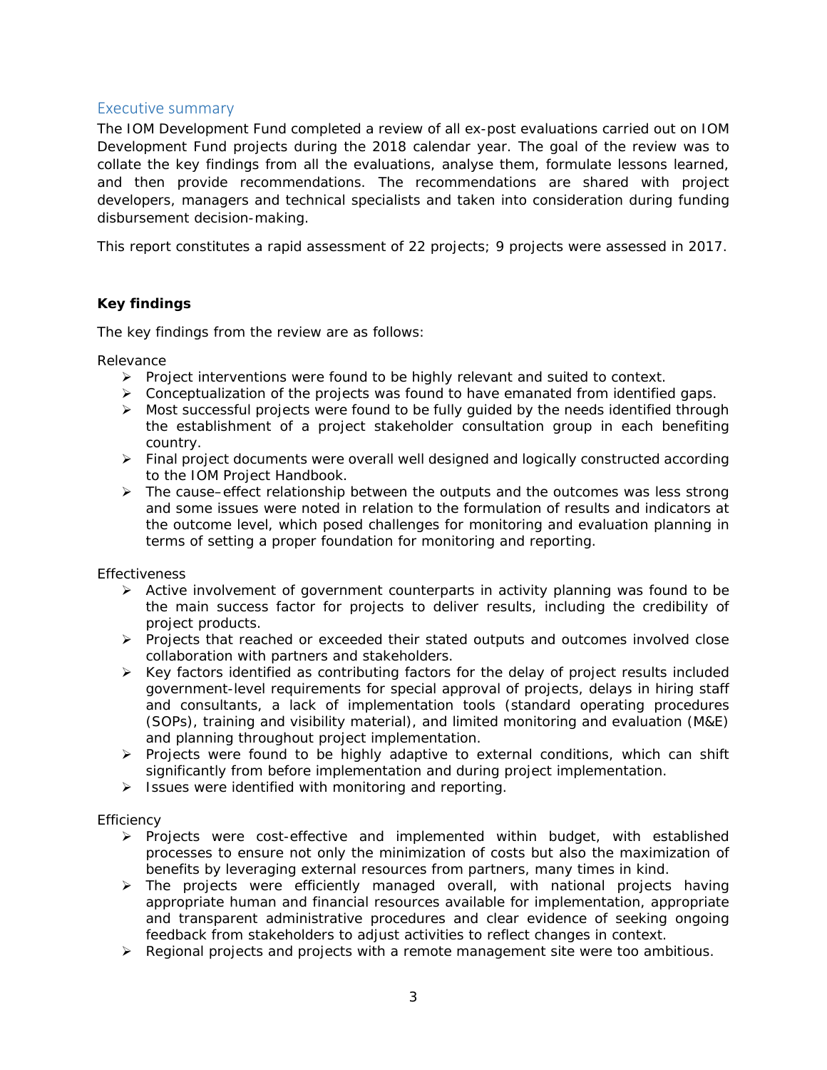## Executive summary

The IOM Development Fund completed a review of all ex-post evaluations carried out on IOM Development Fund projects during the 2018 calendar year. The goal of the review was to collate the key findings from all the evaluations, analyse them, formulate lessons learned, and then provide recommendations. The recommendations are shared with project developers, managers and technical specialists and taken into consideration during funding disbursement decision-making.

This report constitutes a rapid assessment of 22 projects; 9 projects were assessed in 2017.

**Key findings**

The key findings from the review are as follows:

Relevance

- Project interventions were found to be highly relevant and suited to context.
- Conceptualization of the projects was found to have emanated from identified gaps.
- Most successful projects were found to be fully guided by the needs identified through the establishment of a project stakeholder consultation group in each benefiting country.
- Final project documents were overall well designed and logically constructed according to the IOM Project Handbook.
- The cause–effect relationship between the outputs and the outcomes was less strong and some issues were noted in relation to the formulation of results and indicators at the outcome level, which posed challenges for monitoring and evaluation planning in terms of setting a proper foundation for monitoring and reporting.

Effectiveness

- Active involvement of government counterparts in activity planning was found to be the main success factor for projects to deliver results, including the credibility of project products.
- Projects that reached or exceeded their stated outputs and outcomes involved close collaboration with partners and stakeholders.
- Key factors identified as contributing factors for the delay of project results included government-level requirements for special approval of projects, delays in hiring staff and consultants, a lack of implementation tools (standard operating procedures (SOPs), training and visibility material), and limited monitoring and evaluation (M&E) and planning throughout project implementation.
- Projects were found to be highly adaptive to external conditions, which can shift significantly from before implementation and during project implementation.
- Issues were identified with monitoring and reporting.

Efficiency

- Projects were cost-effective and implemented within budget, with established processes to ensure not only the minimization of costs but also the maximization of benefits by leveraging external resources from partners, many times in kind.
- The projects were efficiently managed overall, with national projects having appropriate human and financial resources available for implementation, appropriate and transparent administrative procedures and clear evidence of seeking ongoing feedback from stakeholders to adjust activities to reflect changes in context.
- Regional projects and projects with a remote management site were too ambitious.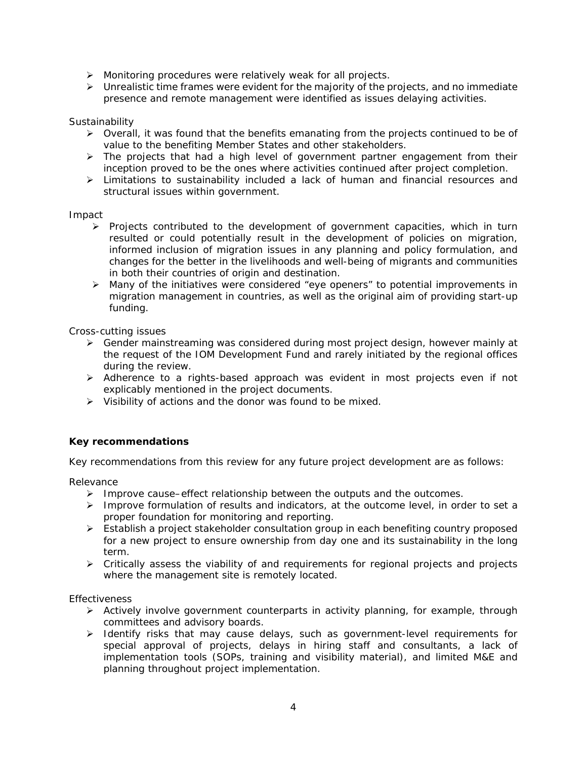- Monitoring procedures were relatively weak for all projects.
- Unrealistic time frames were evident for the majority of the projects, and no immediate presence and remote management were identified as issues delaying activities.

Sustainability

- Overall, it was found that the benefits emanating from the projects continued to be of value to the benefiting Member States and other stakeholders.
- The projects that had a high level of government partner engagement from their inception proved to be the ones where activities continued after project completion.
- Limitations to sustainability included a lack of human and financial resources and structural issues within government.

Impact

- Projects contributed to the development of government capacities, which in turn resulted or could potentially result in the development of policies on migration, informed inclusion of migration issues in any planning and policy formulation, and changes for the better in the livelihoods and well-being of migrants and communities in both their countries of origin and destination.
- Many of the initiatives were considered "eye openers" to potential improvements in migration management in countries, as well as the original aim of providing start-up funding.

Cross-cutting issues

- Gender mainstreaming was considered during most project design, however mainly at the request of the IOM Development Fund and rarely initiated by the regional offices during the review.
- Adherence to a rights-based approach was evident in most projects even if not explicably mentioned in the project documents.
- Visibility of actions and the donor was found to be mixed.

**Key recommendations**

Key recommendations from this review for any future project development are as follows:

Relevance

- Improve cause–effect relationship between the outputs and the outcomes.
- Improve formulation of results and indicators, at the outcome level, in order to set a proper foundation for monitoring and reporting.
- Establish a project stakeholder consultation group in each benefiting country proposed for a new project to ensure ownership from day one and its sustainability in the long term.
- Critically assess the viability of and requirements for regional projects and projects where the management site is remotely located.

Effectiveness

- Actively involve government counterparts in activity planning, for example, through committees and advisory boards.
- Identify risks that may cause delays, such as government-level requirements for special approval of projects, delays in hiring staff and consultants, a lack of implementation tools (SOPs, training and visibility material), and limited M&E and planning throughout project implementation.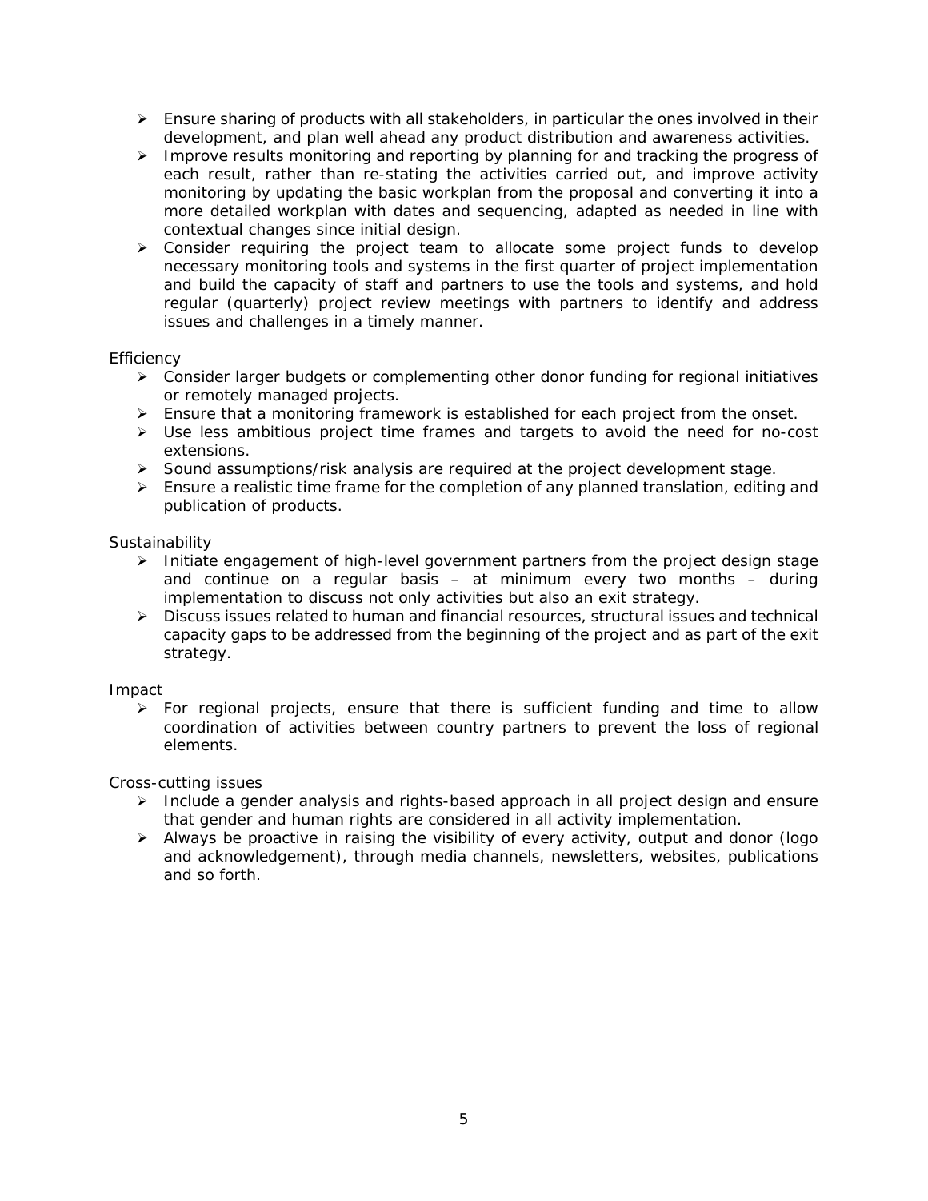- Ensure sharing of products with all stakeholders, in particular the ones involved in their development, and plan well ahead any product distribution and awareness activities.
- Improve results monitoring and reporting by planning for and tracking the progress of each result, rather than re-stating the activities carried out, and improve activity monitoring by updating the basic workplan from the proposal and converting it into a more detailed workplan with dates and sequencing, adapted as needed in line with contextual changes since initial design.
- Consider requiring the project team to allocate some project funds to develop necessary monitoring tools and systems in the first quarter of project implementation and build the capacity of staff and partners to use the tools and systems, and hold regular (quarterly) project review meetings with partners to identify and address issues and challenges in a timely manner.

Efficiency

- Consider larger budgets or complementing other donor funding for regional initiatives or remotely managed projects.
- Ensure that a monitoring framework is established for each project from the onset.
- Use less ambitious project time frames and targets to avoid the need for no-cost extensions.
- Sound assumptions/risk analysis are required at the project development stage.
- Ensure a realistic time frame for the completion of any planned translation, editing and publication of products.

Sustainability

- Initiate engagement of high-level government partners from the project design stage and continue on a regular basis – at minimum every two months – during implementation to discuss not only activities but also an exit strategy.
- Discuss issues related to human and financial resources, structural issues and technical capacity gaps to be addressed from the beginning of the project and as part of the exit strategy.

Impact

- For regional projects, ensure that there is sufficient funding and time to allow coordination of activities between country partners to prevent the loss of regional elements.

Cross-cutting issues

- Include a gender analysis and rights-based approach in all project design and ensure that gender and human rights are considered in all activity implementation.
- Always be proactive in raising the visibility of every activity, output and donor (logo and acknowledgement), through media channels, newsletters, websites, publications and so forth.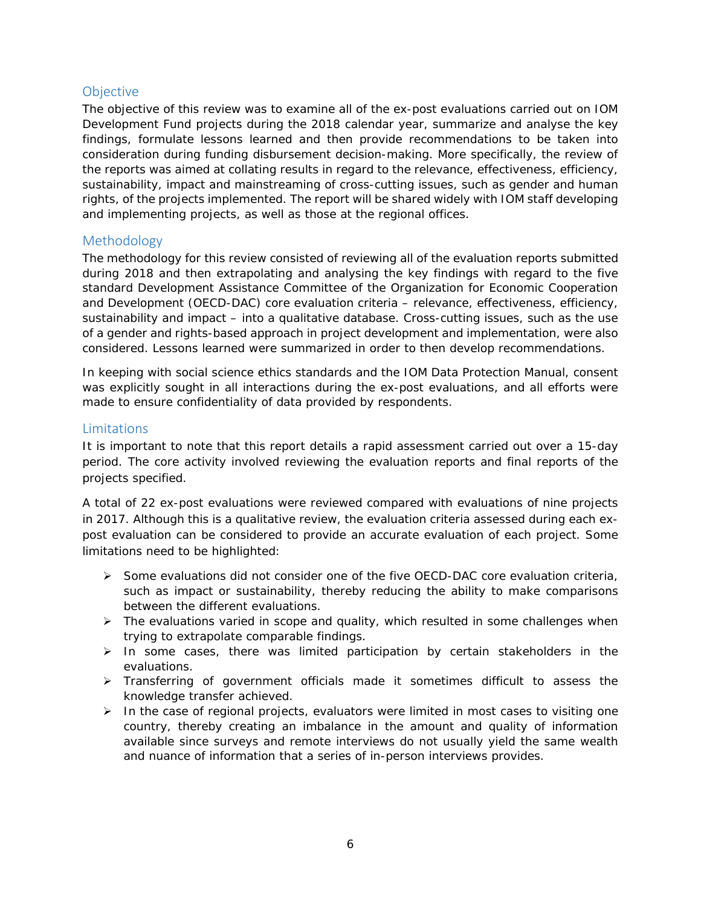## Objective

The objective of this review was to examine all of the ex-post evaluations carried out on IOM Development Fund projects during the 2018 calendar year, summarize and analyse the key findings, formulate lessons learned and then provide recommendations to be taken into consideration during funding disbursement decision-making. More specifically, the review of the reports was aimed at collating results in regard to the relevance, effectiveness, efficiency, sustainability, impact and mainstreaming of cross-cutting issues, such as gender and human rights, of the projects implemented. The report will be shared widely with IOM staff developing and implementing projects, as well as those at the regional offices.

## Methodology

The methodology for this review consisted of reviewing all of the evaluation reports submitted during 2018 and then extrapolating and analysing the key findings with regard to the five standard Development Assistance Committee of the Organization for Economic Cooperation and Development (OECD-DAC) core evaluation criteria – relevance, effectiveness, efficiency, sustainability and impact – into a qualitative database. Cross-cutting issues, such as the use of a gender and rights-based approach in project development and implementation, were also considered. Lessons learned were summarized in order to then develop recommendations.

In keeping with social science ethics standards and the IOM Data Protection Manual, consent was explicitly sought in all interactions during the ex-post evaluations, and all efforts were made to ensure confidentiality of data provided by respondents.

## Limitations

It is important to note that this report details a rapid assessment carried out over a 15-day period. The core activity involved reviewing the evaluation reports and final reports of the projects specified.

A total of 22 ex-post evaluations were reviewed compared with evaluations of nine projects in 2017. Although this is a qualitative review, the evaluation criteria assessed during each ex-post evaluation can be considered to provide an accurate evaluation of each project. Some limitations need to be highlighted:

- Some evaluations did not consider one of the five OECD-DAC core evaluation criteria, such as impact or sustainability, thereby reducing the ability to make comparisons between the different evaluations.
- The evaluations varied in scope and quality, which resulted in some challenges when trying to extrapolate comparable findings.
- In some cases, there was limited participation by certain stakeholders in the evaluations.
- Transferring of government officials made it sometimes difficult to assess the knowledge transfer achieved.
- In the case of regional projects, evaluators were limited in most cases to visiting one country, thereby creating an imbalance in the amount and quality of information available since surveys and remote interviews do not usually yield the same wealth and nuance of information that a series of in-person interviews provides.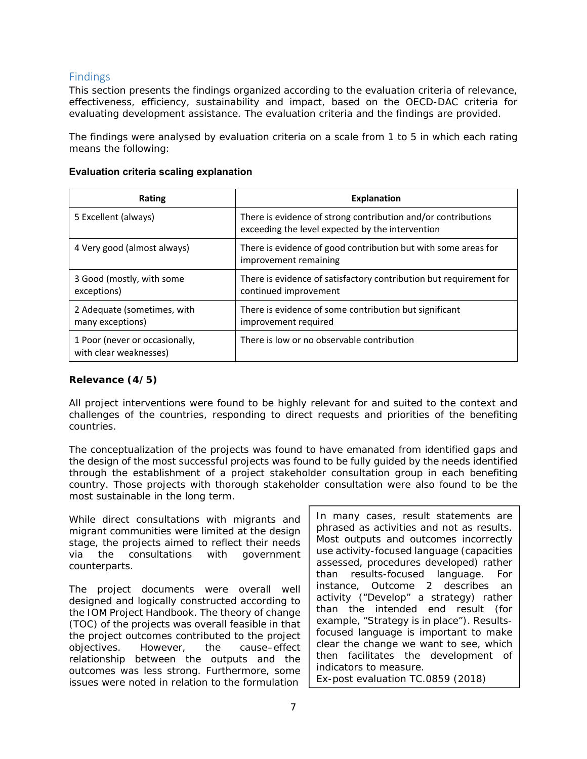## Findings

This section presents the findings organized according to the evaluation criteria of relevance, effectiveness, efficiency, sustainability and impact, based on the OECD-DAC criteria for evaluating development assistance. The evaluation criteria and the findings are provided.

The findings were analysed by evaluation criteria on a scale from 1 to 5 in which each rating means the following:

**Evaluation criteria scaling explanation**

| Rating | Explanation |
|---|---|
| 5 Excellent (always) | There is evidence of strong contribution and/or contributions exceeding the level expected by the intervention |
| 4 Very good (almost always) | There is evidence of good contribution but with some areas for improvement remaining |
| 3 Good (mostly, with some exceptions) | There is evidence of satisfactory contribution but requirement for continued improvement |
| 2 Adequate (sometimes, with many exceptions) | There is evidence of some contribution but significant improvement required |
| 1 Poor (never or occasionally, with clear weaknesses) | There is low or no observable contribution |

**Relevance (4/5)**

All project interventions were found to be highly relevant for and suited to the context and challenges of the countries, responding to direct requests and priorities of the benefiting countries.

The conceptualization of the projects was found to have emanated from identified gaps and the design of the most successful projects was found to be fully guided by the needs identified through the establishment of a project stakeholder consultation group in each benefiting country. Those projects with thorough stakeholder consultation were also found to be the most sustainable in the long term.

While direct consultations with migrants and migrant communities were limited at the design stage, the projects aimed to reflect their needs via the consultations with government counterparts.

The project documents were overall well designed and logically constructed according to the IOM Project Handbook. The theory of change (TOC) of the projects was overall feasible in that the project outcomes contributed to the project objectives. However, the cause–effect relationship between the outputs and the outcomes was less strong. Furthermore, some issues were noted in relation to the formulation

> In many cases, result statements are phrased as activities and not as results. Most outputs and outcomes incorrectly use activity-focused language (capacities assessed, procedures developed) rather than results-focused language. For instance, Outcome 2 describes an activity ("Develop" a strategy) rather than the intended end result (for example, "Strategy is in place"). Results-focused language is important to make clear the change we want to see, which then facilitates the development of indicators to measure.
> Ex-post evaluation TC.0859 (2018)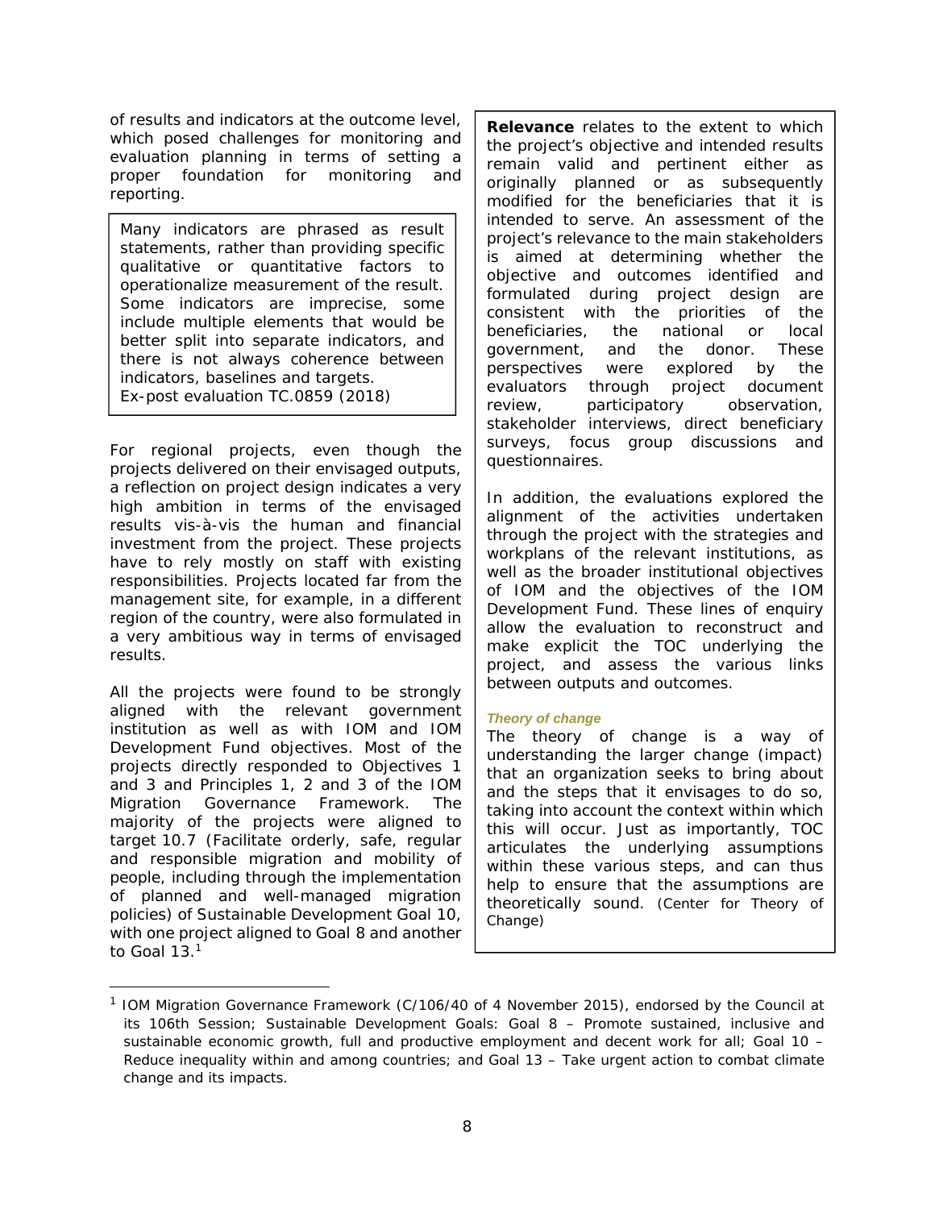of results and indicators at the outcome level, which posed challenges for monitoring and evaluation planning in terms of setting a proper foundation for monitoring and reporting.

> Many indicators are phrased as result statements, rather than providing specific qualitative or quantitative factors to operationalize measurement of the result. Some indicators are imprecise, some include multiple elements that would be better split into separate indicators, and there is not always coherence between indicators, baselines and targets.
> Ex-post evaluation TC.0859 (2018)

For regional projects, even though the projects delivered on their envisaged outputs, a reflection on project design indicates a very high ambition in terms of the envisaged results vis-à-vis the human and financial investment from the project. These projects have to rely mostly on staff with existing responsibilities. Projects located far from the management site, for example, in a different region of the country, were also formulated in a very ambitious way in terms of envisaged results.

All the projects were found to be strongly aligned with the relevant government institution as well as with IOM and IOM Development Fund objectives. Most of the projects directly responded to Objectives 1 and 3 and Principles 1, 2 and 3 of the IOM Migration Governance Framework. The majority of the projects were aligned to target 10.7 (Facilitate orderly, safe, regular and responsible migration and mobility of people, including through the implementation of planned and well-managed migration policies) of Sustainable Development Goal 10, with one project aligned to Goal 8 and another to Goal 13.[1]

> **Relevance** relates to the extent to which the project's objective and intended results remain valid and pertinent either as originally planned or as subsequently modified for the beneficiaries that it is intended to serve. An assessment of the project's relevance to the main stakeholders is aimed at determining whether the objective and outcomes identified and formulated during project design are consistent with the priorities of the beneficiaries, the national or local government, and the donor. These perspectives were explored by the evaluators through project document review, participatory observation, stakeholder interviews, direct beneficiary surveys, focus group discussions and questionnaires.
>
> In addition, the evaluations explored the alignment of the activities undertaken through the project with the strategies and workplans of the relevant institutions, as well as the broader institutional objectives of IOM and the objectives of the IOM Development Fund. These lines of enquiry allow the evaluation to reconstruct and make explicit the TOC underlying the project, and assess the various links between outputs and outcomes.
>
> ***Theory of change***
>
> The theory of change is a way of understanding the larger change (impact) that an organization seeks to bring about and the steps that it envisages to do so, taking into account the context within which this will occur. Just as importantly, TOC articulates the underlying assumptions within these various steps, and can thus help to ensure that the assumptions are theoretically sound. (Center for Theory of Change)

[1] IOM Migration Governance Framework (C/106/40 of 4 November 2015), endorsed by the Council at its 106th Session; Sustainable Development Goals: Goal 8 – Promote sustained, inclusive and sustainable economic growth, full and productive employment and decent work for all; Goal 10 – Reduce inequality within and among countries; and Goal 13 – Take urgent action to combat climate change and its impacts.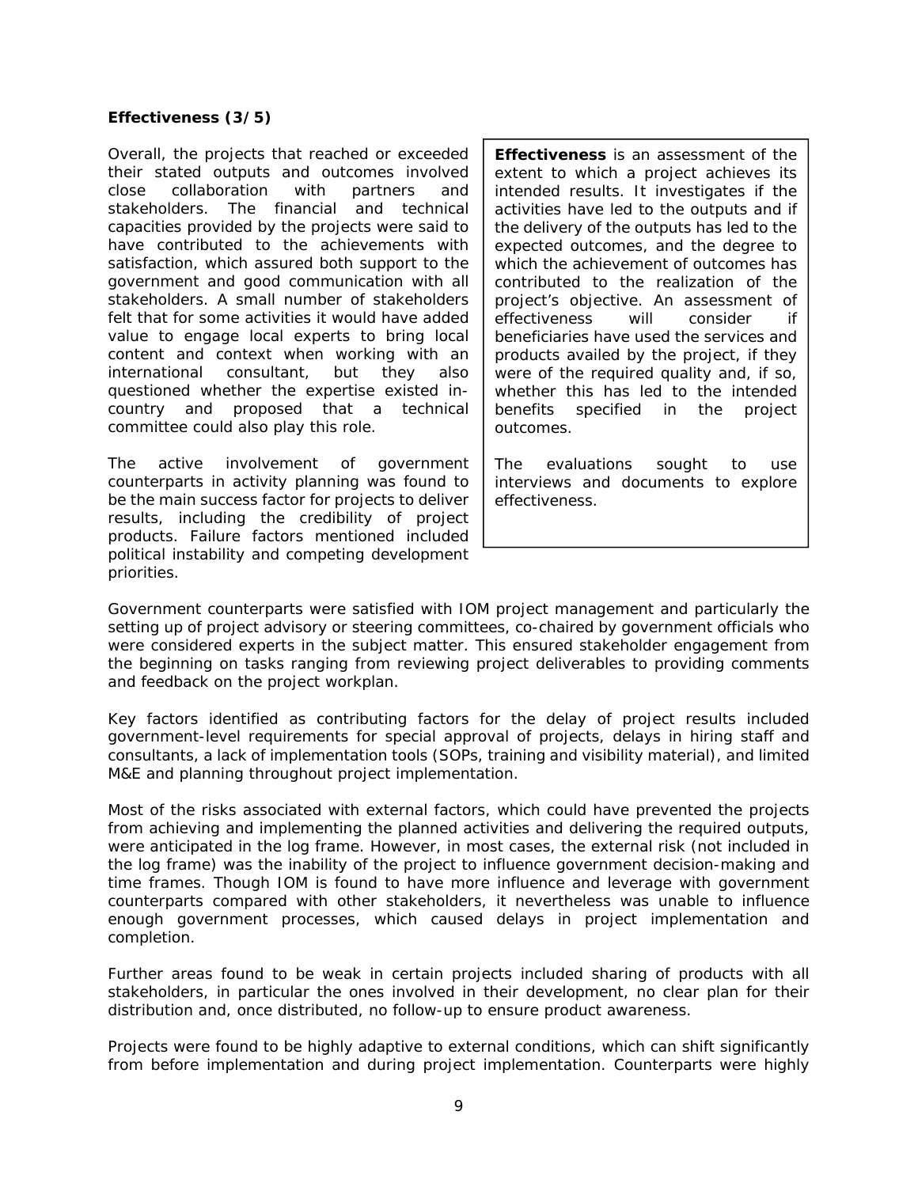**Effectiveness (3/5)**

Overall, the projects that reached or exceeded their stated outputs and outcomes involved close collaboration with partners and stakeholders. The financial and technical capacities provided by the projects were said to have contributed to the achievements with satisfaction, which assured both support to the government and good communication with all stakeholders. A small number of stakeholders felt that for some activities it would have added value to engage local experts to bring local content and context when working with an international consultant, but they also questioned whether the expertise existed in-country and proposed that a technical committee could also play this role.

> **Effectiveness** is an assessment of the extent to which a project achieves its intended results. It investigates if the activities have led to the outputs and if the delivery of the outputs has led to the expected outcomes, and the degree to which the achievement of outcomes has contributed to the realization of the project's objective. An assessment of effectiveness will consider if beneficiaries have used the services and products availed by the project, if they were of the required quality and, if so, whether this has led to the intended benefits specified in the project outcomes.
>
> The evaluations sought to use interviews and documents to explore effectiveness.

The active involvement of government counterparts in activity planning was found to be the main success factor for projects to deliver results, including the credibility of project products. Failure factors mentioned included political instability and competing development priorities.

Government counterparts were satisfied with IOM project management and particularly the setting up of project advisory or steering committees, co-chaired by government officials who were considered experts in the subject matter. This ensured stakeholder engagement from the beginning on tasks ranging from reviewing project deliverables to providing comments and feedback on the project workplan.

Key factors identified as contributing factors for the delay of project results included government-level requirements for special approval of projects, delays in hiring staff and consultants, a lack of implementation tools (SOPs, training and visibility material), and limited M&E and planning throughout project implementation.

Most of the risks associated with external factors, which could have prevented the projects from achieving and implementing the planned activities and delivering the required outputs, were anticipated in the log frame. However, in most cases, the external risk (not included in the log frame) was the inability of the project to influence government decision-making and time frames. Though IOM is found to have more influence and leverage with government counterparts compared with other stakeholders, it nevertheless was unable to influence enough government processes, which caused delays in project implementation and completion.

Further areas found to be weak in certain projects included sharing of products with all stakeholders, in particular the ones involved in their development, no clear plan for their distribution and, once distributed, no follow-up to ensure product awareness.

Projects were found to be highly adaptive to external conditions, which can shift significantly from before implementation and during project implementation. Counterparts were highly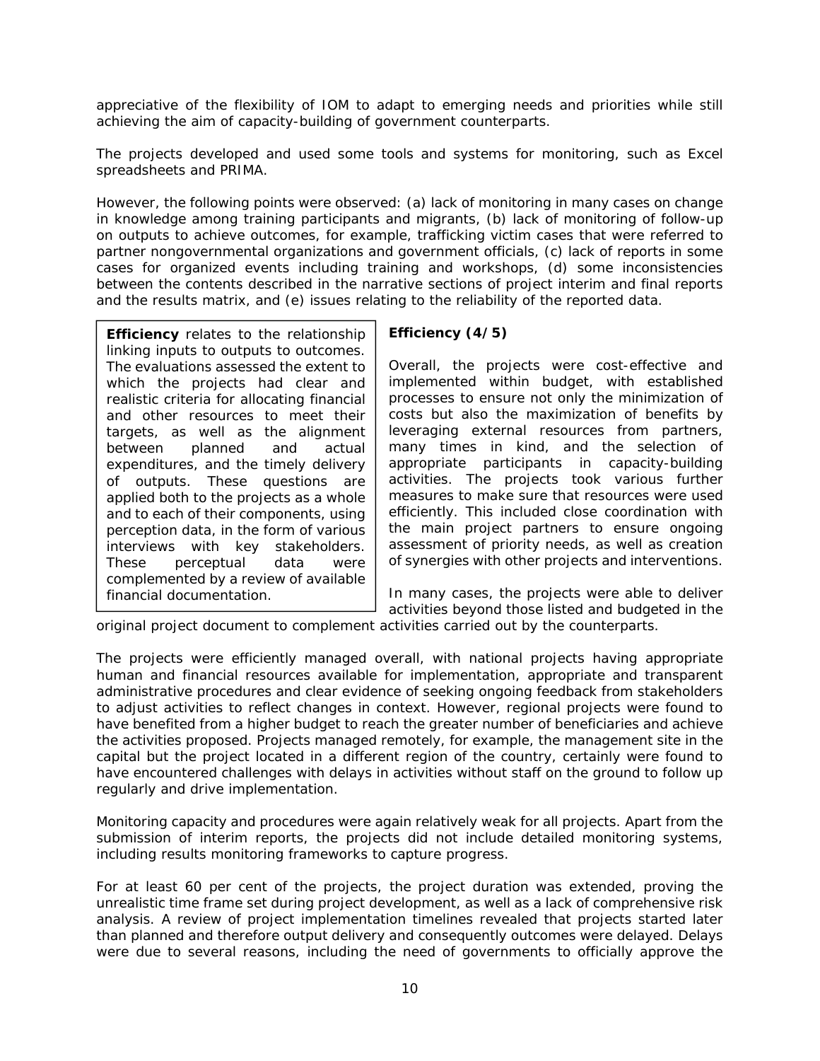appreciative of the flexibility of IOM to adapt to emerging needs and priorities while still achieving the aim of capacity-building of government counterparts.

The projects developed and used some tools and systems for monitoring, such as Excel spreadsheets and PRIMA.

However, the following points were observed: (a) lack of monitoring in many cases on change in knowledge among training participants and migrants, (b) lack of monitoring of follow-up on outputs to achieve outcomes, for example, trafficking victim cases that were referred to partner nongovernmental organizations and government officials, (c) lack of reports in some cases for organized events including training and workshops, (d) some inconsistencies between the contents described in the narrative sections of project interim and final reports and the results matrix, and (e) issues relating to the reliability of the reported data.

> **Efficiency** relates to the relationship linking inputs to outputs to outcomes. The evaluations assessed the extent to which the projects had clear and realistic criteria for allocating financial and other resources to meet their targets, as well as the alignment between planned and actual expenditures, and the timely delivery of outputs. These questions are applied both to the projects as a whole and to each of their components, using perception data, in the form of various interviews with key stakeholders. These perceptual data were complemented by a review of available financial documentation.

**Efficiency (4/5)**

Overall, the projects were cost-effective and implemented within budget, with established processes to ensure not only the minimization of costs but also the maximization of benefits by leveraging external resources from partners, many times in kind, and the selection of appropriate participants in capacity-building activities. The projects took various further measures to make sure that resources were used efficiently. This included close coordination with the main project partners to ensure ongoing assessment of priority needs, as well as creation of synergies with other projects and interventions.

In many cases, the projects were able to deliver activities beyond those listed and budgeted in the original project document to complement activities carried out by the counterparts.

The projects were efficiently managed overall, with national projects having appropriate human and financial resources available for implementation, appropriate and transparent administrative procedures and clear evidence of seeking ongoing feedback from stakeholders to adjust activities to reflect changes in context. However, regional projects were found to have benefited from a higher budget to reach the greater number of beneficiaries and achieve the activities proposed. Projects managed remotely, for example, the management site in the capital but the project located in a different region of the country, certainly were found to have encountered challenges with delays in activities without staff on the ground to follow up regularly and drive implementation.

Monitoring capacity and procedures were again relatively weak for all projects. Apart from the submission of interim reports, the projects did not include detailed monitoring systems, including results monitoring frameworks to capture progress.

For at least 60 per cent of the projects, the project duration was extended, proving the unrealistic time frame set during project development, as well as a lack of comprehensive risk analysis. A review of project implementation timelines revealed that projects started later than planned and therefore output delivery and consequently outcomes were delayed. Delays were due to several reasons, including the need of governments to officially approve the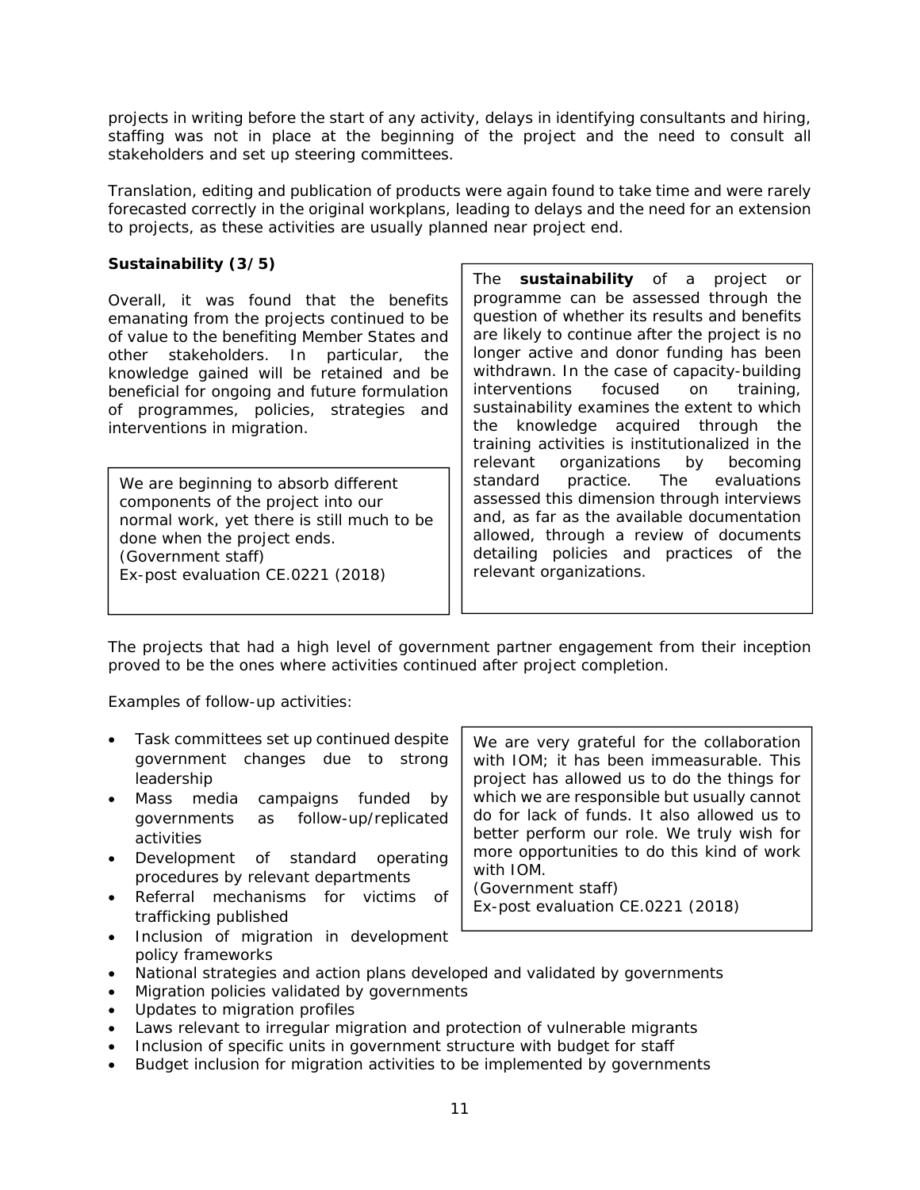projects in writing before the start of any activity, delays in identifying consultants and hiring, staffing was not in place at the beginning of the project and the need to consult all stakeholders and set up steering committees.

Translation, editing and publication of products were again found to take time and were rarely forecasted correctly in the original workplans, leading to delays and the need for an extension to projects, as these activities are usually planned near project end.

**Sustainability (3/5)**

> The **sustainability** of a project or programme can be assessed through the question of whether its results and benefits are likely to continue after the project is no longer active and donor funding has been withdrawn. In the case of capacity-building interventions focused on training, sustainability examines the extent to which the knowledge acquired through the training activities is institutionalized in the relevant organizations by becoming standard practice. The evaluations assessed this dimension through interviews and, as far as the available documentation allowed, through a review of documents detailing policies and practices of the relevant organizations.

Overall, it was found that the benefits emanating from the projects continued to be of value to the benefiting Member States and other stakeholders. In particular, the knowledge gained will be retained and be beneficial for ongoing and future formulation of programmes, policies, strategies and interventions in migration.

> We are beginning to absorb different components of the project into our normal work, yet there is still much to be done when the project ends.
> (Government staff)
> Ex-post evaluation CE.0221 (2018)

The projects that had a high level of government partner engagement from their inception proved to be the ones where activities continued after project completion.

Examples of follow-up activities:

- Task committees set up continued despite government changes due to strong leadership
- Mass media campaigns funded by governments as follow-up/replicated activities
- Development of standard operating procedures by relevant departments
- Referral mechanisms for victims of trafficking published
- Inclusion of migration in development policy frameworks
- National strategies and action plans developed and validated by governments
- Migration policies validated by governments
- Updates to migration profiles
- Laws relevant to irregular migration and protection of vulnerable migrants
- Inclusion of specific units in government structure with budget for staff
- Budget inclusion for migration activities to be implemented by governments

> We are very grateful for the collaboration with IOM; it has been immeasurable. This project has allowed us to do the things for which we are responsible but usually cannot do for lack of funds. It also allowed us to better perform our role. We truly wish for more opportunities to do this kind of work with IOM.
> (Government staff)
> Ex-post evaluation CE.0221 (2018)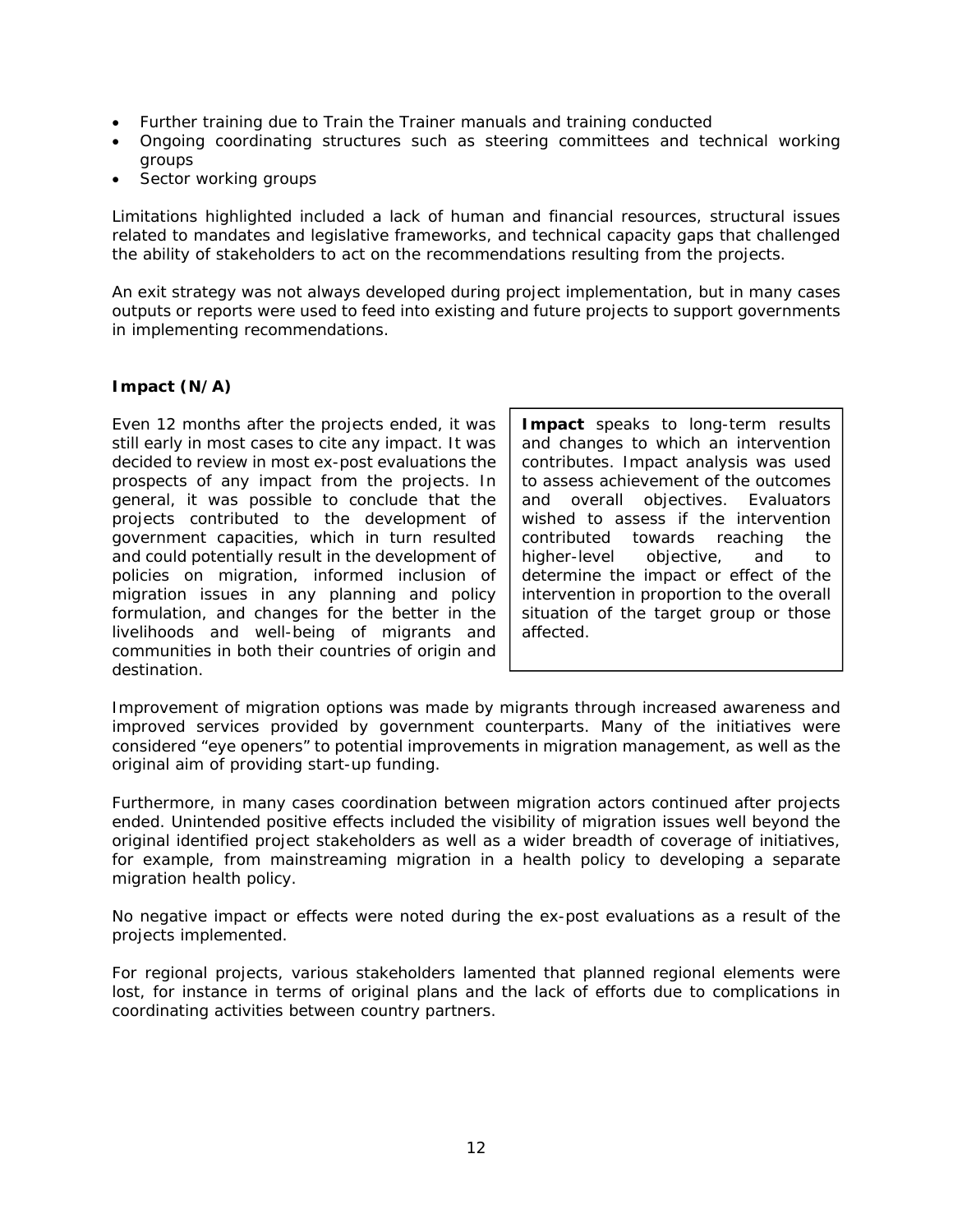- Further training due to Train the Trainer manuals and training conducted
- Ongoing coordinating structures such as steering committees and technical working groups
- Sector working groups

Limitations highlighted included a lack of human and financial resources, structural issues related to mandates and legislative frameworks, and technical capacity gaps that challenged the ability of stakeholders to act on the recommendations resulting from the projects.

An exit strategy was not always developed during project implementation, but in many cases outputs or reports were used to feed into existing and future projects to support governments in implementing recommendations.

**Impact (N/A)**

> **Impact** speaks to long-term results and changes to which an intervention contributes. Impact analysis was used to assess achievement of the outcomes and overall objectives. Evaluators wished to assess if the intervention contributed towards reaching the higher-level objective, and to determine the impact or effect of the intervention in proportion to the overall situation of the target group or those affected.

Even 12 months after the projects ended, it was still early in most cases to cite any impact. It was decided to review in most ex-post evaluations the prospects of any impact from the projects. In general, it was possible to conclude that the projects contributed to the development of government capacities, which in turn resulted and could potentially result in the development of policies on migration, informed inclusion of migration issues in any planning and policy formulation, and changes for the better in the livelihoods and well-being of migrants and communities in both their countries of origin and destination.

Improvement of migration options was made by migrants through increased awareness and improved services provided by government counterparts. Many of the initiatives were considered "eye openers" to potential improvements in migration management, as well as the original aim of providing start-up funding.

Furthermore, in many cases coordination between migration actors continued after projects ended. Unintended positive effects included the visibility of migration issues well beyond the original identified project stakeholders as well as a wider breadth of coverage of initiatives, for example, from mainstreaming migration in a health policy to developing a separate migration health policy.

No negative impact or effects were noted during the ex-post evaluations as a result of the projects implemented.

For regional projects, various stakeholders lamented that planned regional elements were lost, for instance in terms of original plans and the lack of efforts due to complications in coordinating activities between country partners.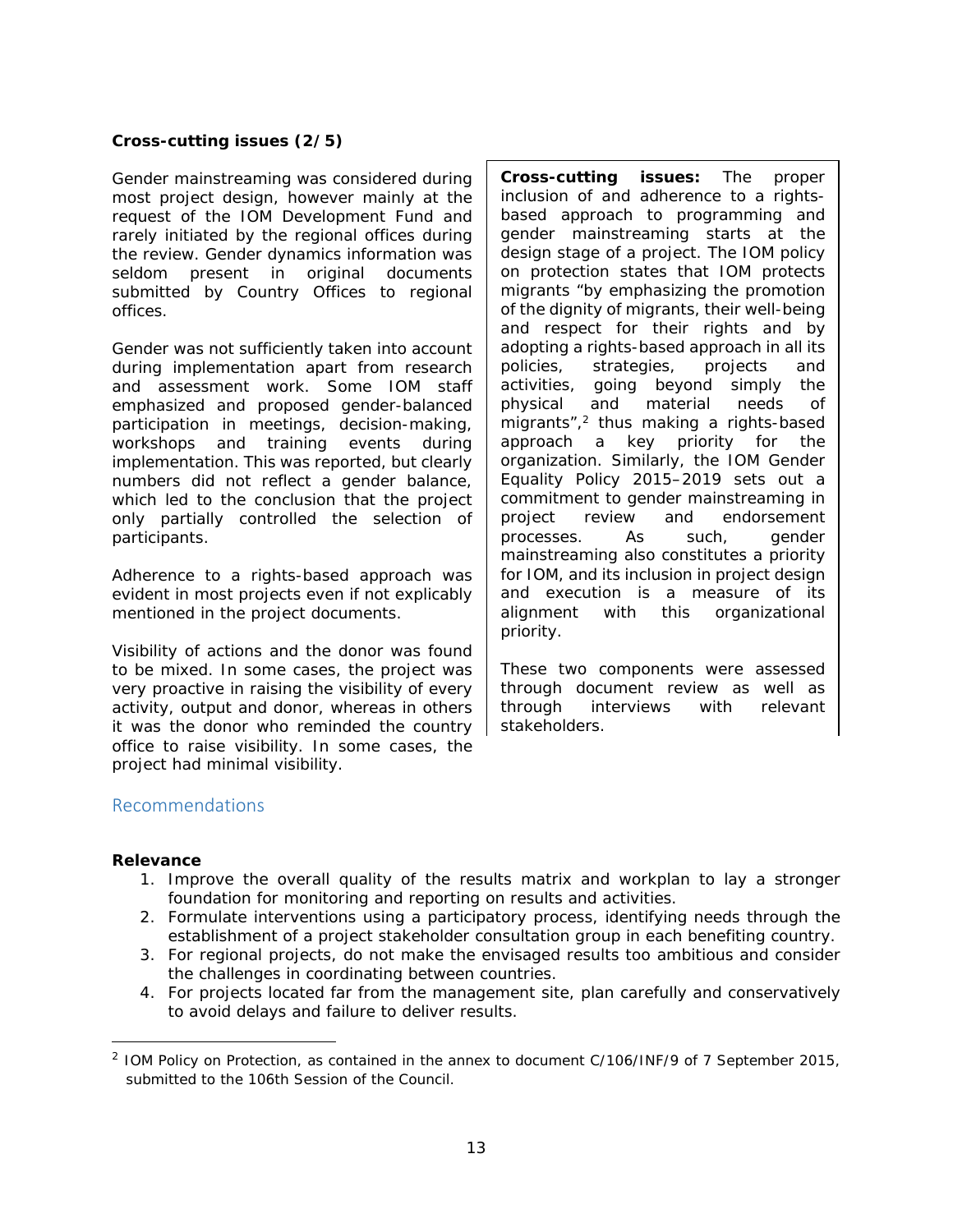**Cross-cutting issues (2/5)**

Gender mainstreaming was considered during most project design, however mainly at the request of the IOM Development Fund and rarely initiated by the regional offices during the review. Gender dynamics information was seldom present in original documents submitted by Country Offices to regional offices.

Gender was not sufficiently taken into account during implementation apart from research and assessment work. Some IOM staff emphasized and proposed gender-balanced participation in meetings, decision-making, workshops and training events during implementation. This was reported, but clearly numbers did not reflect a gender balance, which led to the conclusion that the project only partially controlled the selection of participants.

Adherence to a rights-based approach was evident in most projects even if not explicably mentioned in the project documents.

Visibility of actions and the donor was found to be mixed. In some cases, the project was very proactive in raising the visibility of every activity, output and donor, whereas in others it was the donor who reminded the country office to raise visibility. In some cases, the project had minimal visibility.

> **Cross-cutting issues:** The proper inclusion of and adherence to a rights-based approach to programming and gender mainstreaming starts at the design stage of a project. The IOM policy on protection states that IOM protects migrants "by emphasizing the promotion of the dignity of migrants, their well-being and respect for their rights and by adopting a rights-based approach in all its policies, strategies, projects and activities, going beyond simply the physical and material needs of migrants",[2] thus making a rights-based approach a key priority for the organization. Similarly, the IOM Gender Equality Policy 2015–2019 sets out a commitment to gender mainstreaming in project review and endorsement processes. As such, gender mainstreaming also constitutes a priority for IOM, and its inclusion in project design and execution is a measure of its alignment with this organizational priority.
>
> These two components were assessed through document review as well as through interviews with relevant stakeholders.

## Recommendations

**Relevance**

1. Improve the overall quality of the results matrix and workplan to lay a stronger foundation for monitoring and reporting on results and activities.
2. Formulate interventions using a participatory process, identifying needs through the establishment of a project stakeholder consultation group in each benefiting country.
3. For regional projects, do not make the envisaged results too ambitious and consider the challenges in coordinating between countries.
4. For projects located far from the management site, plan carefully and conservatively to avoid delays and failure to deliver results.

[2] IOM Policy on Protection, as contained in the annex to document C/106/INF/9 of 7 September 2015, submitted to the 106th Session of the Council.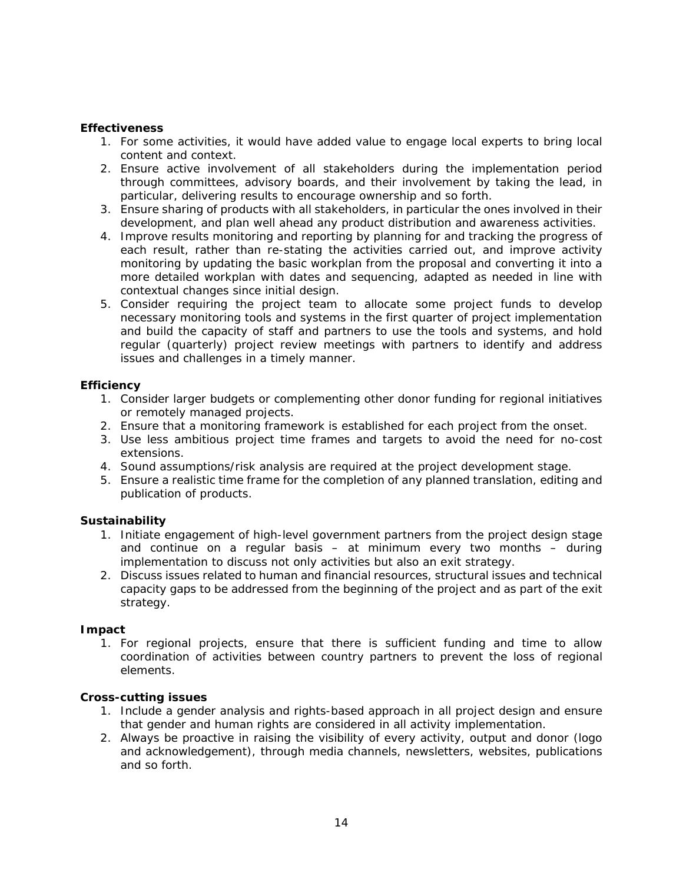**Effectiveness**

1. For some activities, it would have added value to engage local experts to bring local content and context.
2. Ensure active involvement of all stakeholders during the implementation period through committees, advisory boards, and their involvement by taking the lead, in particular, delivering results to encourage ownership and so forth.
3. Ensure sharing of products with all stakeholders, in particular the ones involved in their development, and plan well ahead any product distribution and awareness activities.
4. Improve results monitoring and reporting by planning for and tracking the progress of each result, rather than re-stating the activities carried out, and improve activity monitoring by updating the basic workplan from the proposal and converting it into a more detailed workplan with dates and sequencing, adapted as needed in line with contextual changes since initial design.
5. Consider requiring the project team to allocate some project funds to develop necessary monitoring tools and systems in the first quarter of project implementation and build the capacity of staff and partners to use the tools and systems, and hold regular (quarterly) project review meetings with partners to identify and address issues and challenges in a timely manner.

**Efficiency**

1. Consider larger budgets or complementing other donor funding for regional initiatives or remotely managed projects.
2. Ensure that a monitoring framework is established for each project from the onset.
3. Use less ambitious project time frames and targets to avoid the need for no-cost extensions.
4. Sound assumptions/risk analysis are required at the project development stage.
5. Ensure a realistic time frame for the completion of any planned translation, editing and publication of products.

**Sustainability**

1. Initiate engagement of high-level government partners from the project design stage and continue on a regular basis – at minimum every two months – during implementation to discuss not only activities but also an exit strategy.
2. Discuss issues related to human and financial resources, structural issues and technical capacity gaps to be addressed from the beginning of the project and as part of the exit strategy.

**Impact**

1. For regional projects, ensure that there is sufficient funding and time to allow coordination of activities between country partners to prevent the loss of regional elements.

**Cross-cutting issues**

1. Include a gender analysis and rights-based approach in all project design and ensure that gender and human rights are considered in all activity implementation.
2. Always be proactive in raising the visibility of every activity, output and donor (logo and acknowledgement), through media channels, newsletters, websites, publications and so forth.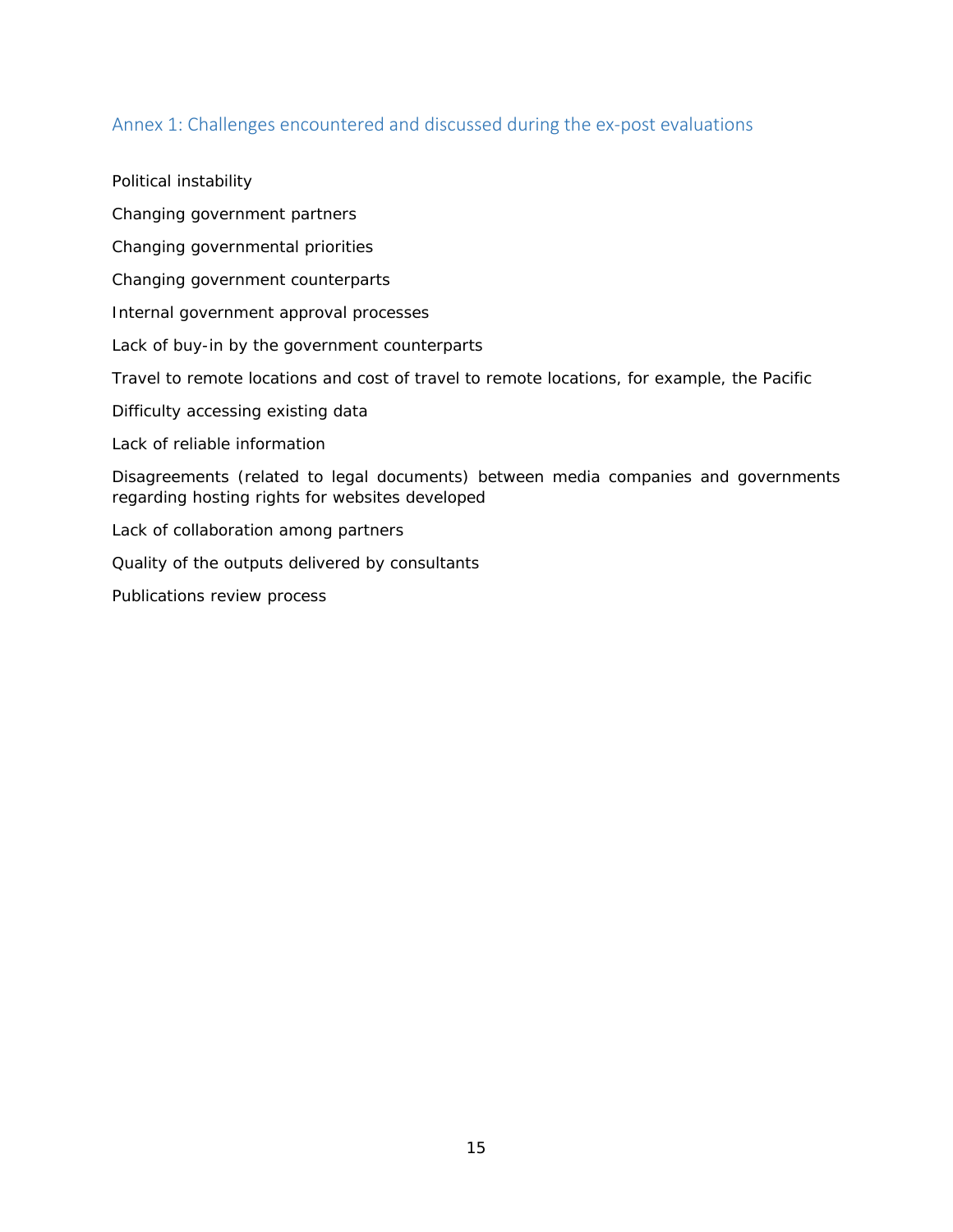## Annex 1: Challenges encountered and discussed during the ex-post evaluations

Political instability

Changing government partners

Changing governmental priorities

Changing government counterparts

Internal government approval processes

Lack of buy-in by the government counterparts

Travel to remote locations and cost of travel to remote locations, for example, the Pacific

Difficulty accessing existing data

Lack of reliable information

Disagreements (related to legal documents) between media companies and governments regarding hosting rights for websites developed

Lack of collaboration among partners

Quality of the outputs delivered by consultants

Publications review process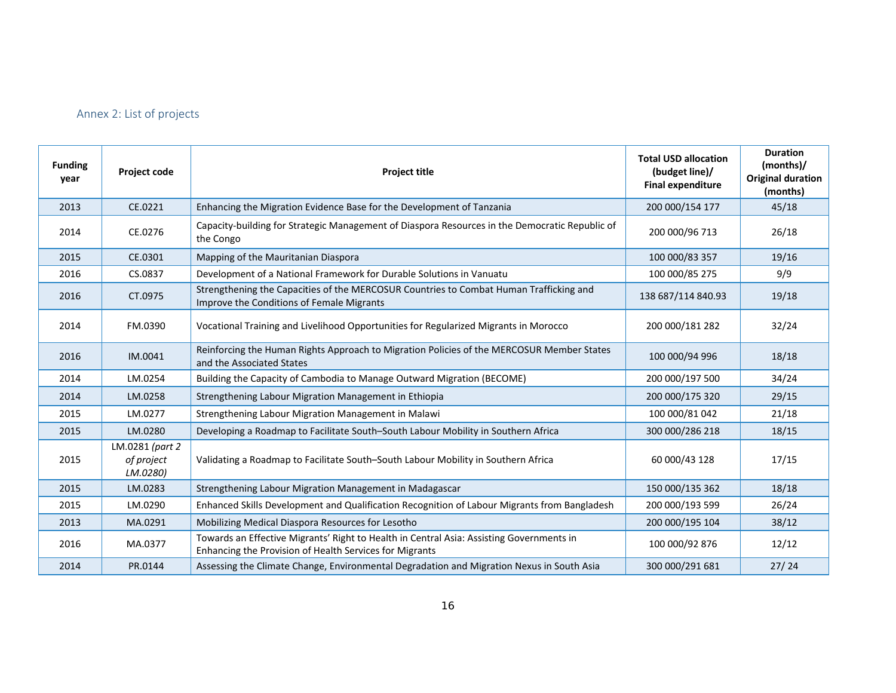## Annex 2: List of projects

| Funding year | Project code | Project title | Total USD allocation (budget line)/ Final expenditure | Duration (months)/ Original duration (months) |
|---|---|---|---|---|
| 2013 | CE.0221 | Enhancing the Migration Evidence Base for the Development of Tanzania | 200 000/154 177 | 45/18 |
| 2014 | CE.0276 | Capacity-building for Strategic Management of Diaspora Resources in the Democratic Republic of the Congo | 200 000/96 713 | 26/18 |
| 2015 | CE.0301 | Mapping of the Mauritanian Diaspora | 100 000/83 357 | 19/16 |
| 2016 | CS.0837 | Development of a National Framework for Durable Solutions in Vanuatu | 100 000/85 275 | 9/9 |
| 2016 | CT.0975 | Strengthening the Capacities of the MERCOSUR Countries to Combat Human Trafficking and Improve the Conditions of Female Migrants | 138 687/114 840.93 | 19/18 |
| 2014 | FM.0390 | Vocational Training and Livelihood Opportunities for Regularized Migrants in Morocco | 200 000/181 282 | 32/24 |
| 2016 | IM.0041 | Reinforcing the Human Rights Approach to Migration Policies of the MERCOSUR Member States and the Associated States | 100 000/94 996 | 18/18 |
| 2014 | LM.0254 | Building the Capacity of Cambodia to Manage Outward Migration (BECOME) | 200 000/197 500 | 34/24 |
| 2014 | LM.0258 | Strengthening Labour Migration Management in Ethiopia | 200 000/175 320 | 29/15 |
| 2015 | LM.0277 | Strengthening Labour Migration Management in Malawi | 100 000/81 042 | 21/18 |
| 2015 | LM.0280 | Developing a Roadmap to Facilitate South–South Labour Mobility in Southern Africa | 300 000/286 218 | 18/15 |
| 2015 | LM.0281 *(part 2 of project LM.0280)* | Validating a Roadmap to Facilitate South–South Labour Mobility in Southern Africa | 60 000/43 128 | 17/15 |
| 2015 | LM.0283 | Strengthening Labour Migration Management in Madagascar | 150 000/135 362 | 18/18 |
| 2015 | LM.0290 | Enhanced Skills Development and Qualification Recognition of Labour Migrants from Bangladesh | 200 000/193 599 | 26/24 |
| 2013 | MA.0291 | Mobilizing Medical Diaspora Resources for Lesotho | 200 000/195 104 | 38/12 |
| 2016 | MA.0377 | Towards an Effective Migrants' Right to Health in Central Asia: Assisting Governments in Enhancing the Provision of Health Services for Migrants | 100 000/92 876 | 12/12 |
| 2014 | PR.0144 | Assessing the Climate Change, Environmental Degradation and Migration Nexus in South Asia | 300 000/291 681 | 27/ 24 |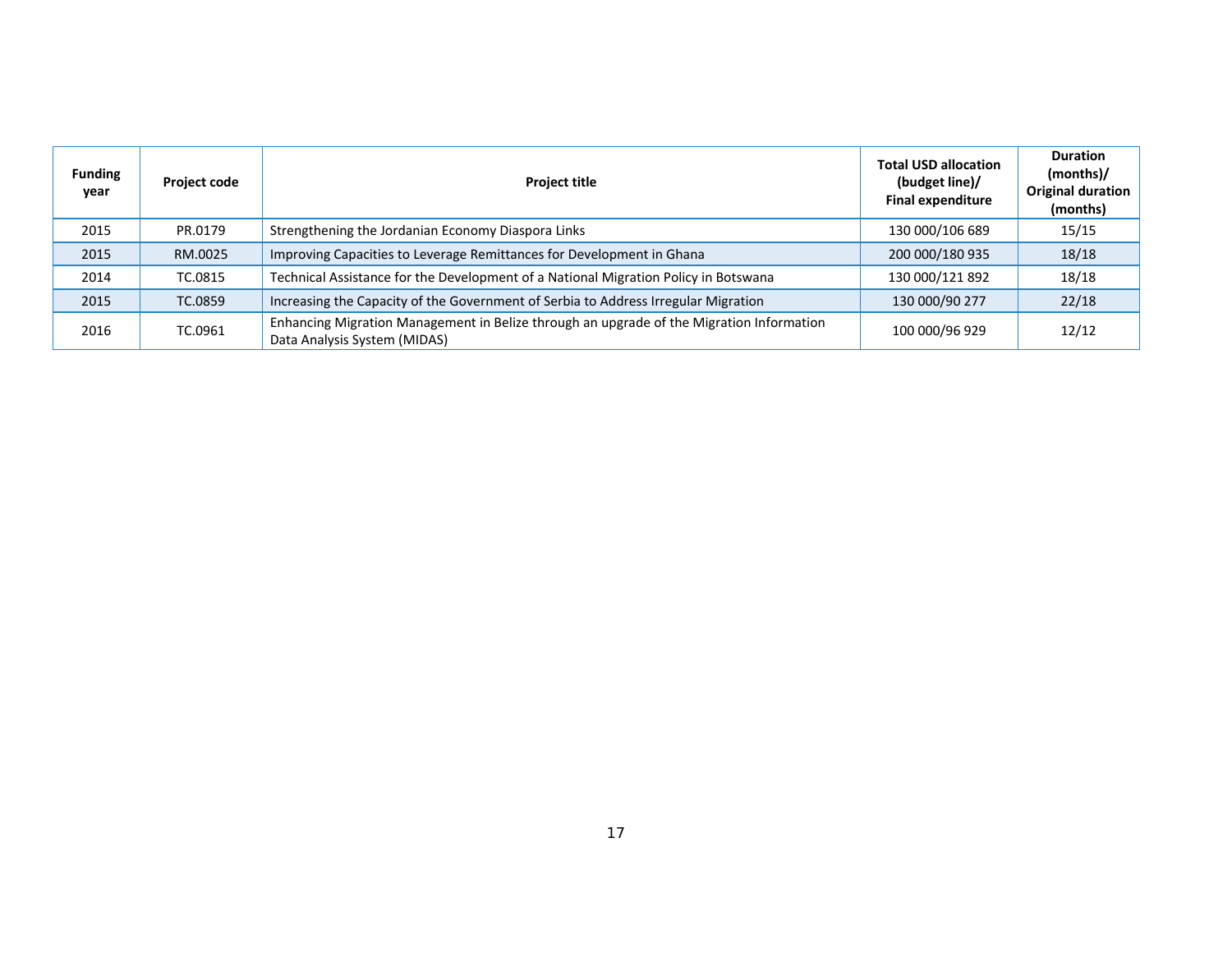| Funding year | Project code | Project title | Total USD allocation (budget line)/ Final expenditure | Duration (months)/ Original duration (months) |
|---|---|---|---|---|
| 2015 | PR.0179 | Strengthening the Jordanian Economy Diaspora Links | 130 000/106 689 | 15/15 |
| 2015 | RM.0025 | Improving Capacities to Leverage Remittances for Development in Ghana | 200 000/180 935 | 18/18 |
| 2014 | TC.0815 | Technical Assistance for the Development of a National Migration Policy in Botswana | 130 000/121 892 | 18/18 |
| 2015 | TC.0859 | Increasing the Capacity of the Government of Serbia to Address Irregular Migration | 130 000/90 277 | 22/18 |
| 2016 | TC.0961 | Enhancing Migration Management in Belize through an upgrade of the Migration Information Data Analysis System (MIDAS) | 100 000/96 929 | 12/12 |